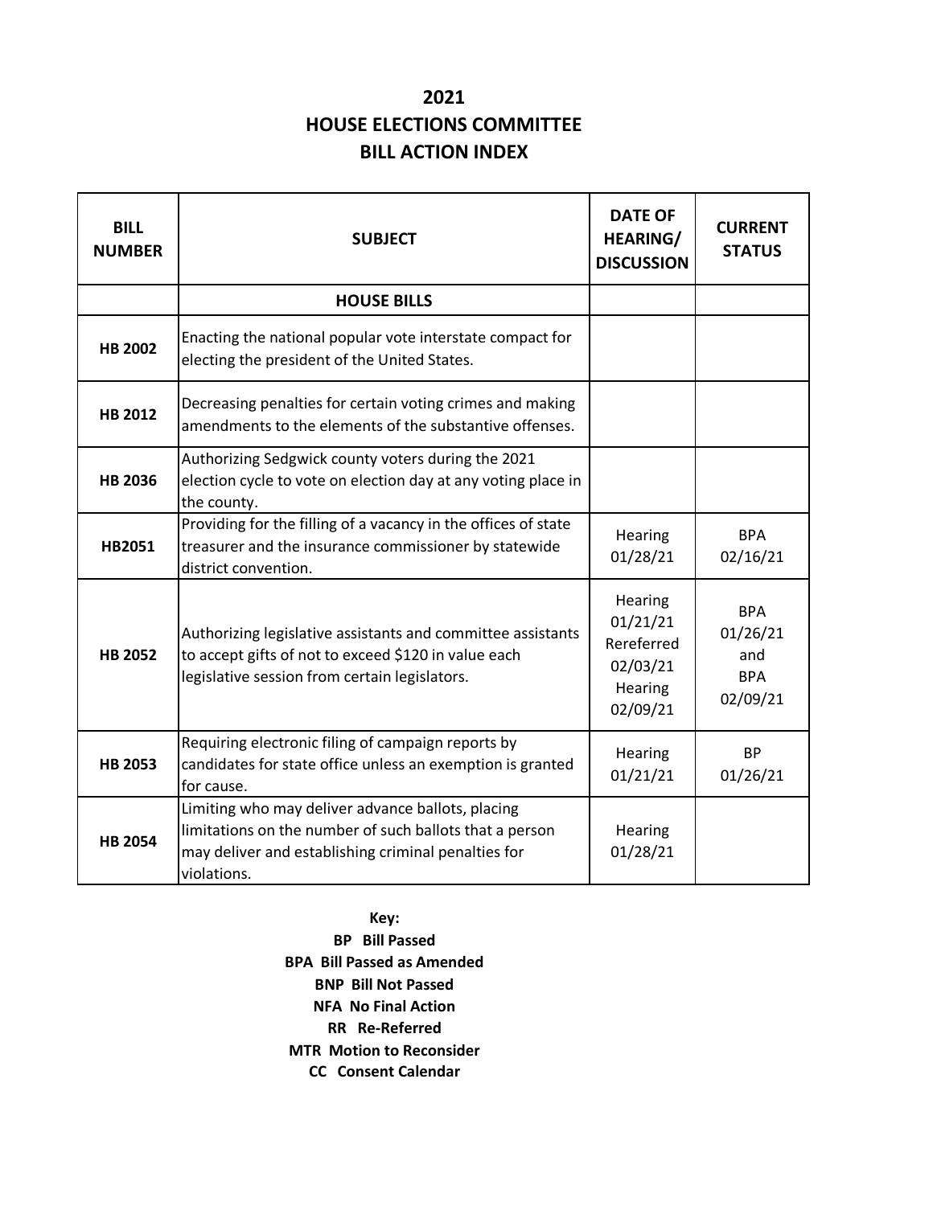# 2021
# HOUSE ELECTIONS COMMITTEE
# BILL ACTION INDEX

| BILL NUMBER | SUBJECT | DATE OF HEARING/ DISCUSSION | CURRENT STATUS |
|---|---|---|---|
| | **HOUSE BILLS** | | |
| **HB 2002** | Enacting the national popular vote interstate compact for electing the president of the United States. | | |
| **HB 2012** | Decreasing penalties for certain voting crimes and making amendments to the elements of the substantive offenses. | | |
| **HB 2036** | Authorizing Sedgwick county voters during the 2021 election cycle to vote on election day at any voting place in the county. | | |
| **HB2051** | Providing for the filling of a vacancy in the offices of state treasurer and the insurance commissioner by statewide district convention. | Hearing 01/28/21 | BPA 02/16/21 |
| **HB 2052** | Authorizing legislative assistants and committee assistants to accept gifts of not to exceed $120 in value each legislative session from certain legislators. | Hearing 01/21/21 Rereferred 02/03/21 Hearing 02/09/21 | BPA 01/26/21 and BPA 02/09/21 |
| **HB 2053** | Requiring electronic filing of campaign reports by candidates for state office unless an exemption is granted for cause. | Hearing 01/21/21 | BP 01/26/21 |
| **HB 2054** | Limiting who may deliver advance ballots, placing limitations on the number of such ballots that a person may deliver and establishing criminal penalties for violations. | Hearing 01/28/21 | |

**Key:**
**BP Bill Passed**
**BPA Bill Passed as Amended**
**BNP Bill Not Passed**
**NFA No Final Action**
**RR Re-Referred**
**MTR Motion to Reconsider**
**CC Consent Calendar**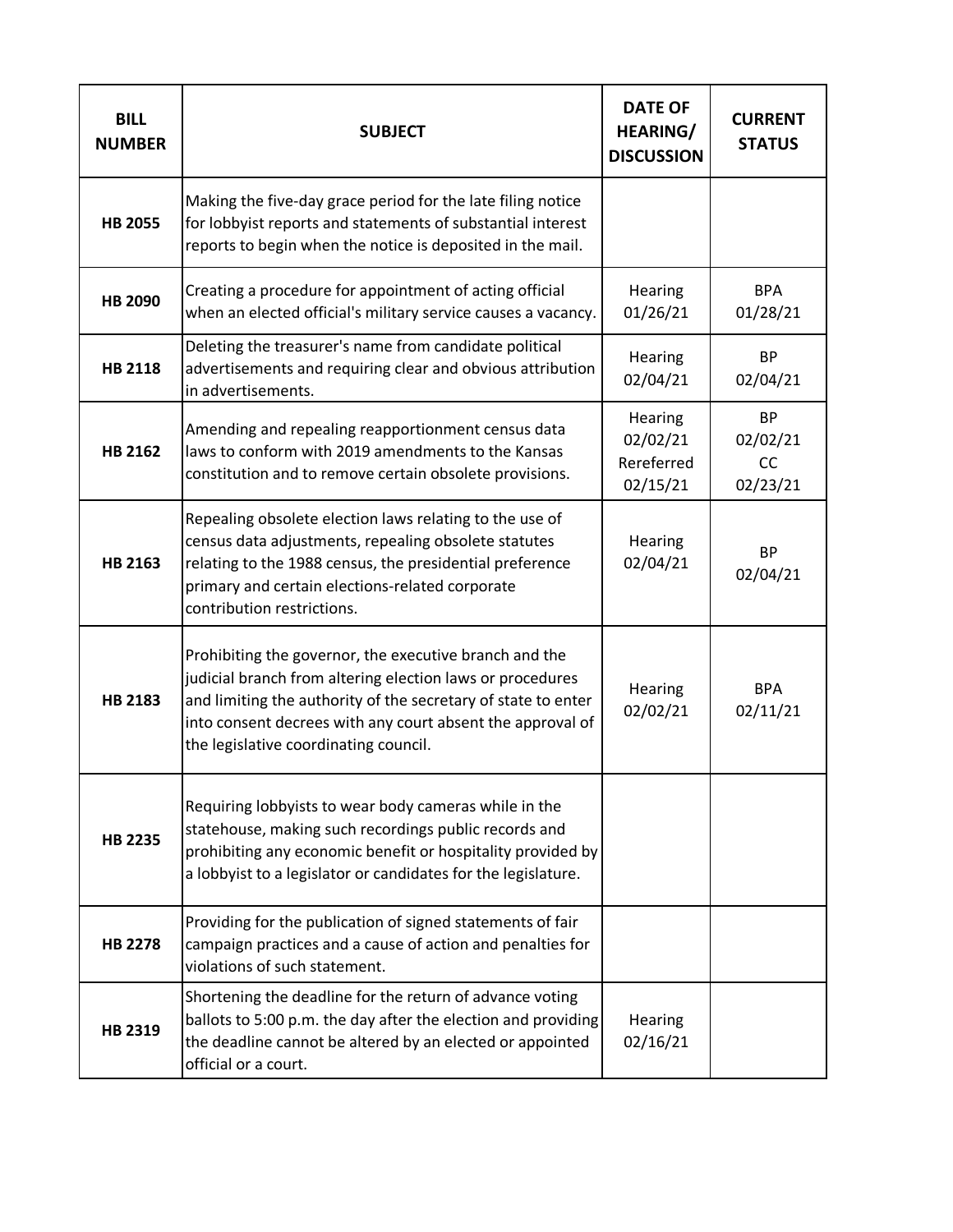| BILL NUMBER | SUBJECT | DATE OF HEARING/ DISCUSSION | CURRENT STATUS |
|---|---|---|---|
| **HB 2055** | Making the five-day grace period for the late filing notice for lobbyist reports and statements of substantial interest reports to begin when the notice is deposited in the mail. | | |
| **HB 2090** | Creating a procedure for appointment of acting official when an elected official's military service causes a vacancy. | Hearing 01/26/21 | BPA 01/28/21 |
| **HB 2118** | Deleting the treasurer's name from candidate political advertisements and requiring clear and obvious attribution in advertisements. | Hearing 02/04/21 | BP 02/04/21 |
| **HB 2162** | Amending and repealing reapportionment census data laws to conform with 2019 amendments to the Kansas constitution and to remove certain obsolete provisions. | Hearing 02/02/21 Rereferred 02/15/21 | BP 02/02/21 CC 02/23/21 |
| **HB 2163** | Repealing obsolete election laws relating to the use of census data adjustments, repealing obsolete statutes relating to the 1988 census, the presidential preference primary and certain elections-related corporate contribution restrictions. | Hearing 02/04/21 | BP 02/04/21 |
| **HB 2183** | Prohibiting the governor, the executive branch and the judicial branch from altering election laws or procedures and limiting the authority of the secretary of state to enter into consent decrees with any court absent the approval of the legislative coordinating council. | Hearing 02/02/21 | BPA 02/11/21 |
| **HB 2235** | Requiring lobbyists to wear body cameras while in the statehouse, making such recordings public records and prohibiting any economic benefit or hospitality provided by a lobbyist to a legislator or candidates for the legislature. | | |
| **HB 2278** | Providing for the publication of signed statements of fair campaign practices and a cause of action and penalties for violations of such statement. | | |
| **HB 2319** | Shortening the deadline for the return of advance voting ballots to 5:00 p.m. the day after the election and providing the deadline cannot be altered by an elected or appointed official or a court. | Hearing 02/16/21 | |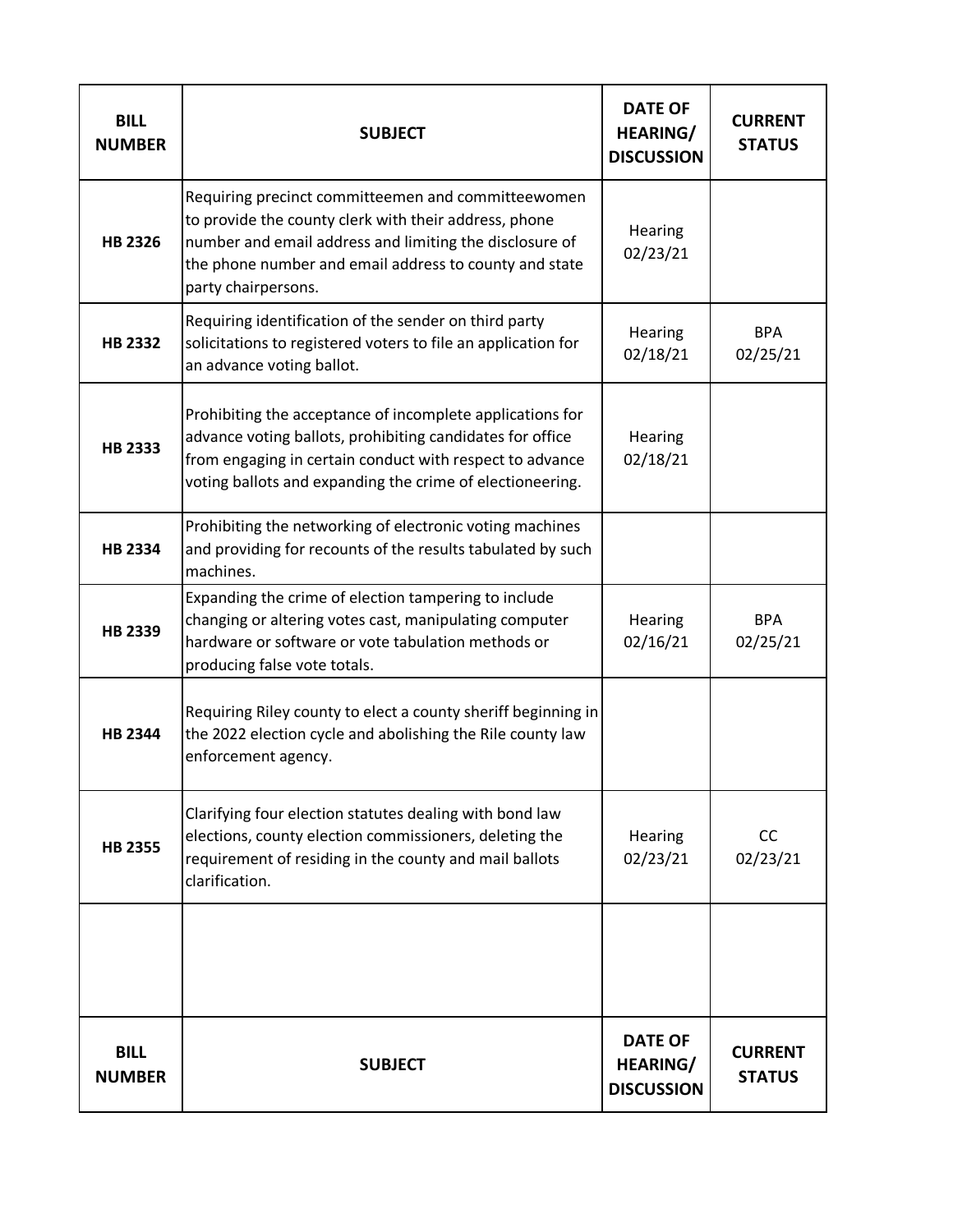| BILL NUMBER | SUBJECT | DATE OF HEARING/ DISCUSSION | CURRENT STATUS |
|---|---|---|---|
| **HB 2326** | Requiring precinct committeemen and committeewomen to provide the county clerk with their address, phone number and email address and limiting the disclosure of the phone number and email address to county and state party chairpersons. | Hearing 02/23/21 | |
| **HB 2332** | Requiring identification of the sender on third party solicitations to registered voters to file an application for an advance voting ballot. | Hearing 02/18/21 | BPA 02/25/21 |
| **HB 2333** | Prohibiting the acceptance of incomplete applications for advance voting ballots, prohibiting candidates for office from engaging in certain conduct with respect to advance voting ballots and expanding the crime of electioneering. | Hearing 02/18/21 | |
| **HB 2334** | Prohibiting the networking of electronic voting machines and providing for recounts of the results tabulated by such machines. | | |
| **HB 2339** | Expanding the crime of election tampering to include changing or altering votes cast, manipulating computer hardware or software or vote tabulation methods or producing false vote totals. | Hearing 02/16/21 | BPA 02/25/21 |
| **HB 2344** | Requiring Riley county to elect a county sheriff beginning in the 2022 election cycle and abolishing the Rile county law enforcement agency. | | |
| **HB 2355** | Clarifying four election statutes dealing with bond law elections, county election commissioners, deleting the requirement of residing in the county and mail ballots clarification. | Hearing 02/23/21 | CC 02/23/21 |
| | | | |
| **BILL NUMBER** | **SUBJECT** | **DATE OF HEARING/ DISCUSSION** | **CURRENT STATUS** |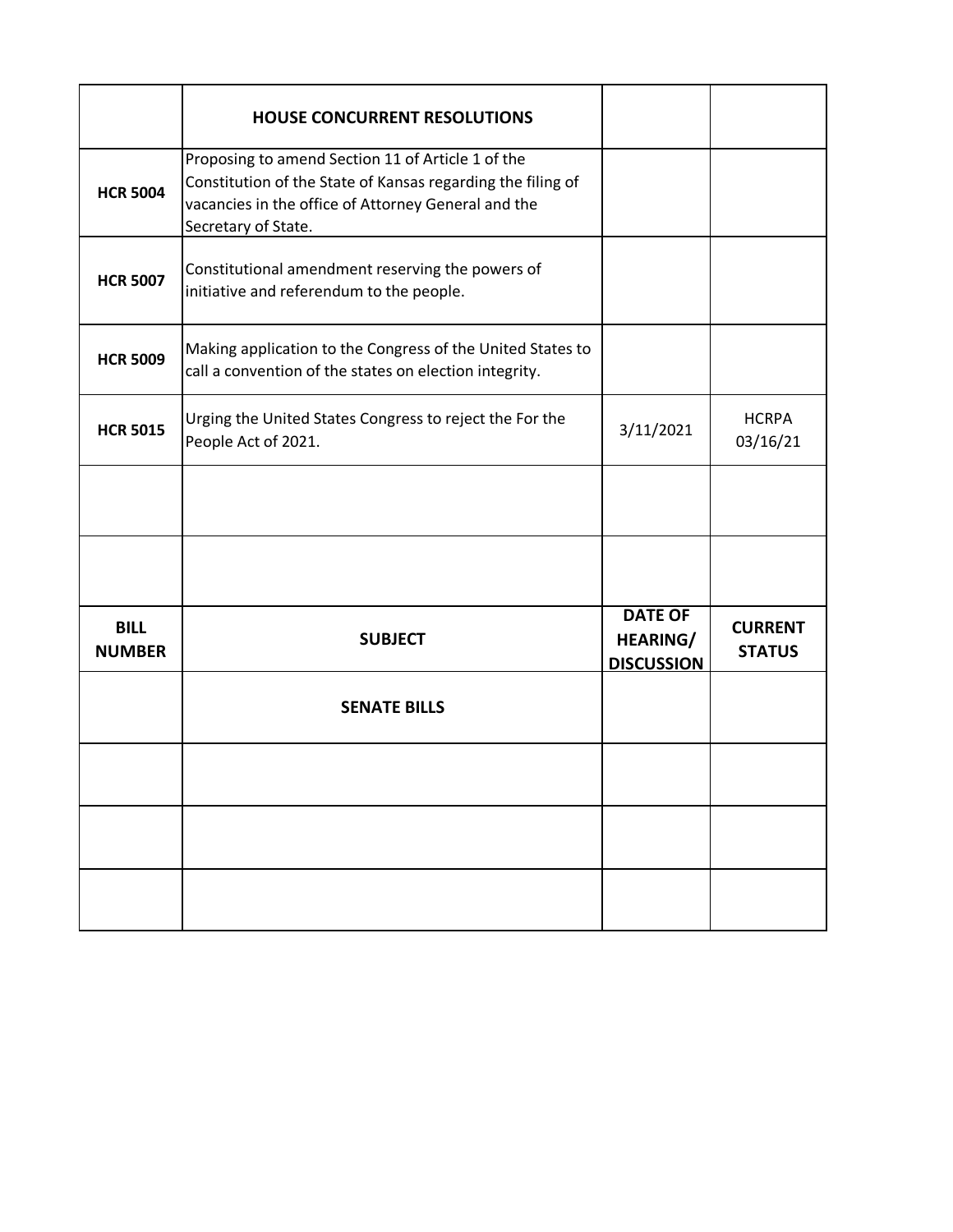| | | | |
|---|---|---|---|
| | **HOUSE CONCURRENT RESOLUTIONS** | | |
| **HCR 5004** | Proposing to amend Section 11 of Article 1 of the Constitution of the State of Kansas regarding the filing of vacancies in the office of Attorney General and the Secretary of State. | | |
| **HCR 5007** | Constitutional amendment reserving the powers of initiative and referendum to the people. | | |
| **HCR 5009** | Making application to the Congress of the United States to call a convention of the states on election integrity. | | |
| **HCR 5015** | Urging the United States Congress to reject the For the People Act of 2021. | 3/11/2021 | HCRPA 03/16/21 |
| | | | |
| | | | |
| **BILL NUMBER** | **SUBJECT** | **DATE OF HEARING/ DISCUSSION** | **CURRENT STATUS** |
| | **SENATE BILLS** | | |
| | | | |
| | | | |
| | | | |